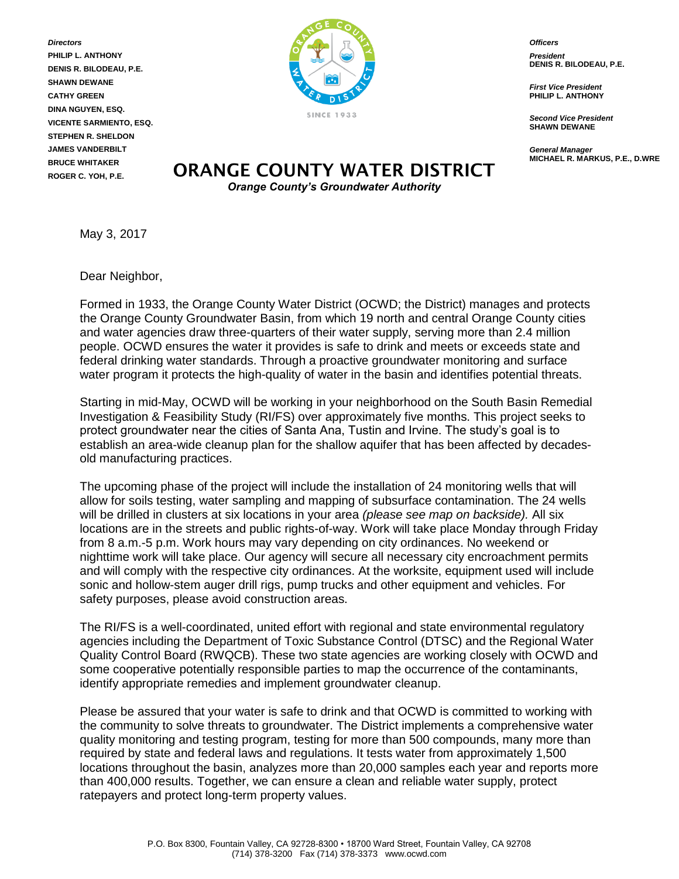*Directors*
**PHILIP L. ANTHONY**
**DENIS R. BILODEAU, P.E.**
**SHAWN DEWANE**
**CATHY GREEN**
**DINA NGUYEN, ESQ.**
**VICENTE SARMIENTO, ESQ.**
**STEPHEN R. SHELDON**
**JAMES VANDERBILT**
**BRUCE WHITAKER**
**ROGER C. YOH, P.E.**

# ORANGE COUNTY WATER DISTRICT

***Orange County's Groundwater Authority***

*Officers*

*President*
**DENIS R. BILODEAU, P.E.**

*First Vice President*
**PHILIP L. ANTHONY**

*Second Vice President*
**SHAWN DEWANE**

*General Manager*
**MICHAEL R. MARKUS, P.E., D.WRE**

May 3, 2017

Dear Neighbor,

Formed in 1933, the Orange County Water District (OCWD; the District) manages and protects the Orange County Groundwater Basin, from which 19 north and central Orange County cities and water agencies draw three-quarters of their water supply, serving more than 2.4 million people. OCWD ensures the water it provides is safe to drink and meets or exceeds state and federal drinking water standards. Through a proactive groundwater monitoring and surface water program it protects the high-quality of water in the basin and identifies potential threats.

Starting in mid-May, OCWD will be working in your neighborhood on the South Basin Remedial Investigation & Feasibility Study (RI/FS) over approximately five months. This project seeks to protect groundwater near the cities of Santa Ana, Tustin and Irvine. The study's goal is to establish an area-wide cleanup plan for the shallow aquifer that has been affected by decades-old manufacturing practices.

The upcoming phase of the project will include the installation of 24 monitoring wells that will allow for soils testing, water sampling and mapping of subsurface contamination. The 24 wells will be drilled in clusters at six locations in your area *(please see map on backside).* All six locations are in the streets and public rights-of-way. Work will take place Monday through Friday from 8 a.m.-5 p.m. Work hours may vary depending on city ordinances. No weekend or nighttime work will take place. Our agency will secure all necessary city encroachment permits and will comply with the respective city ordinances. At the worksite, equipment used will include sonic and hollow-stem auger drill rigs, pump trucks and other equipment and vehicles. For safety purposes, please avoid construction areas.

The RI/FS is a well-coordinated, united effort with regional and state environmental regulatory agencies including the Department of Toxic Substance Control (DTSC) and the Regional Water Quality Control Board (RWQCB). These two state agencies are working closely with OCWD and some cooperative potentially responsible parties to map the occurrence of the contaminants, identify appropriate remedies and implement groundwater cleanup.

Please be assured that your water is safe to drink and that OCWD is committed to working with the community to solve threats to groundwater. The District implements a comprehensive water quality monitoring and testing program, testing for more than 500 compounds, many more than required by state and federal laws and regulations. It tests water from approximately 1,500 locations throughout the basin, analyzes more than 20,000 samples each year and reports more than 400,000 results. Together, we can ensure a clean and reliable water supply, protect ratepayers and protect long-term property values.

P.O. Box 8300, Fountain Valley, CA 92728-8300 • 18700 Ward Street, Fountain Valley, CA 92708
(714) 378-3200 Fax (714) 378-3373 www.ocwd.com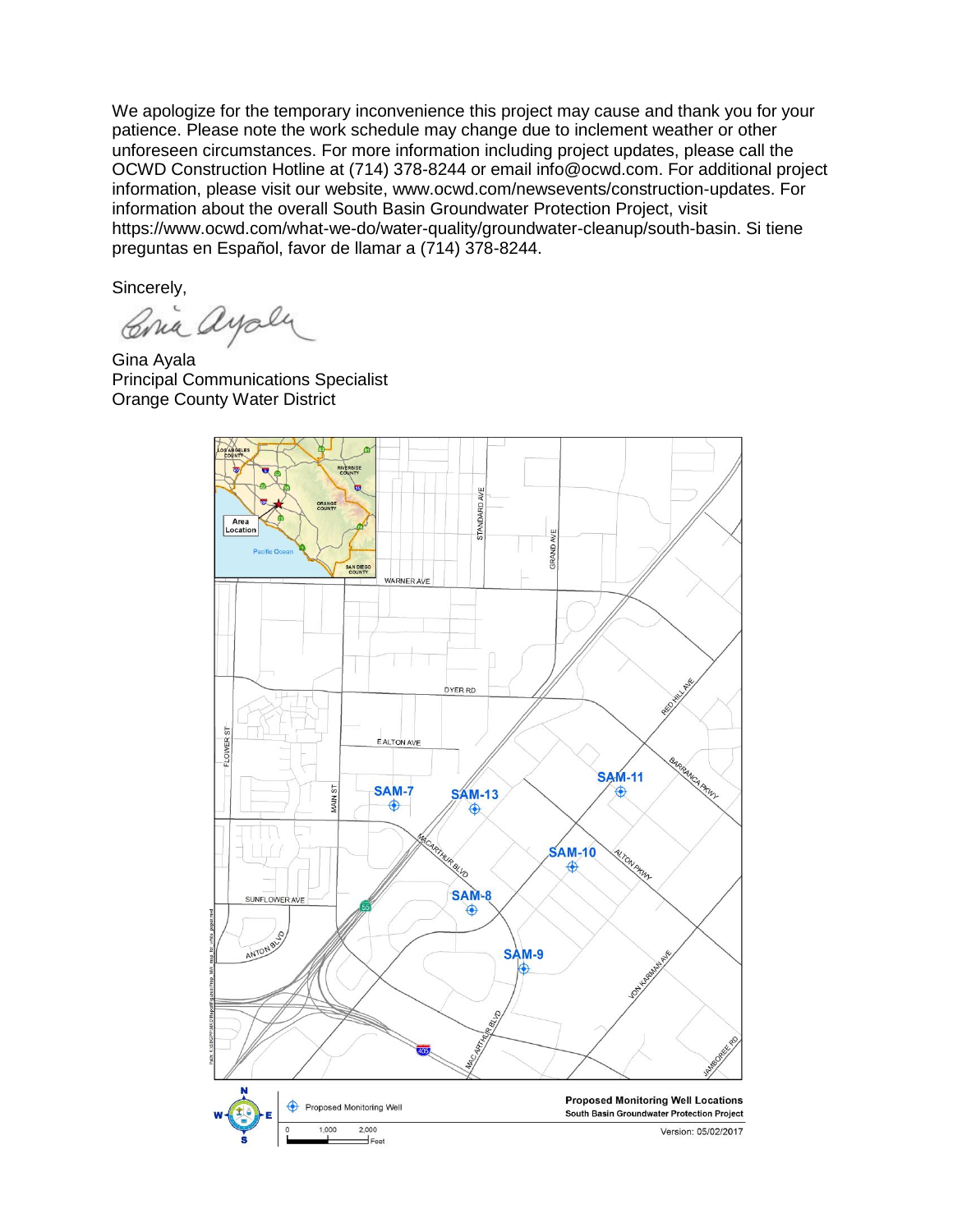We apologize for the temporary inconvenience this project may cause and thank you for your patience. Please note the work schedule may change due to inclement weather or other unforeseen circumstances. For more information including project updates, please call the OCWD Construction Hotline at (714) 378-8244 or email info@ocwd.com. For additional project information, please visit our website, www.ocwd.com/newsevents/construction-updates. For information about the overall South Basin Groundwater Protection Project, visit https://www.ocwd.com/what-we-do/water-quality/groundwater-cleanup/south-basin. Si tiene preguntas en Español, favor de llamar a (714) 378-8244.

Sincerely,

Gina Ayala
Principal Communications Specialist
Orange County Water District

LOS ANGELES COUNTY
RIVERSIDE COUNTY
ORANGE COUNTY
Area Location
Pacific Ocean
SAN DIEGO COUNTY

WARNER AVE
STANDARD AVE
GRAND AVE
DYER RD
RED HILL AVE
E ALTON AVE
FLOWER ST
MAIN ST
BARRANCA PKWY
SAM-7
SAM-13
SAM-11
MACARTHUR BLVD
SAM-10
ALTON PKWY
SAM-8
SUNFLOWER AVE
55
ANTON BLVD
SAM-9
VON KARMAN AVE
MACARTHUR BLVD
405
JAMBOREE RD

Proposed Monitoring Well

0 1,000 2,000 Feet

**Proposed Monitoring Well Locations**
**South Basin Groundwater Protection Project**
Version: 05/02/2017